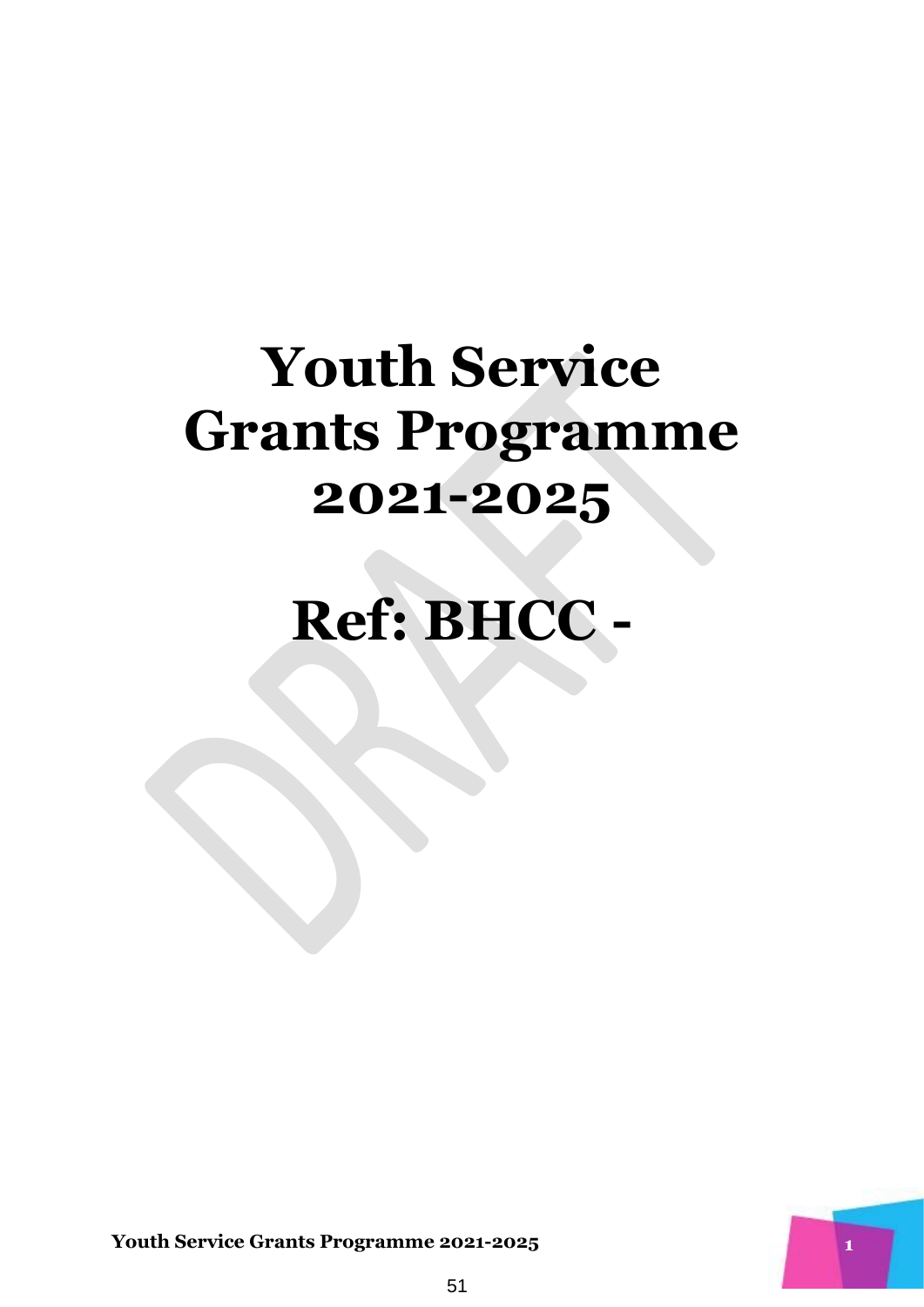# Youth Service Grants Programme 2021-2025

# Ref: BHCC -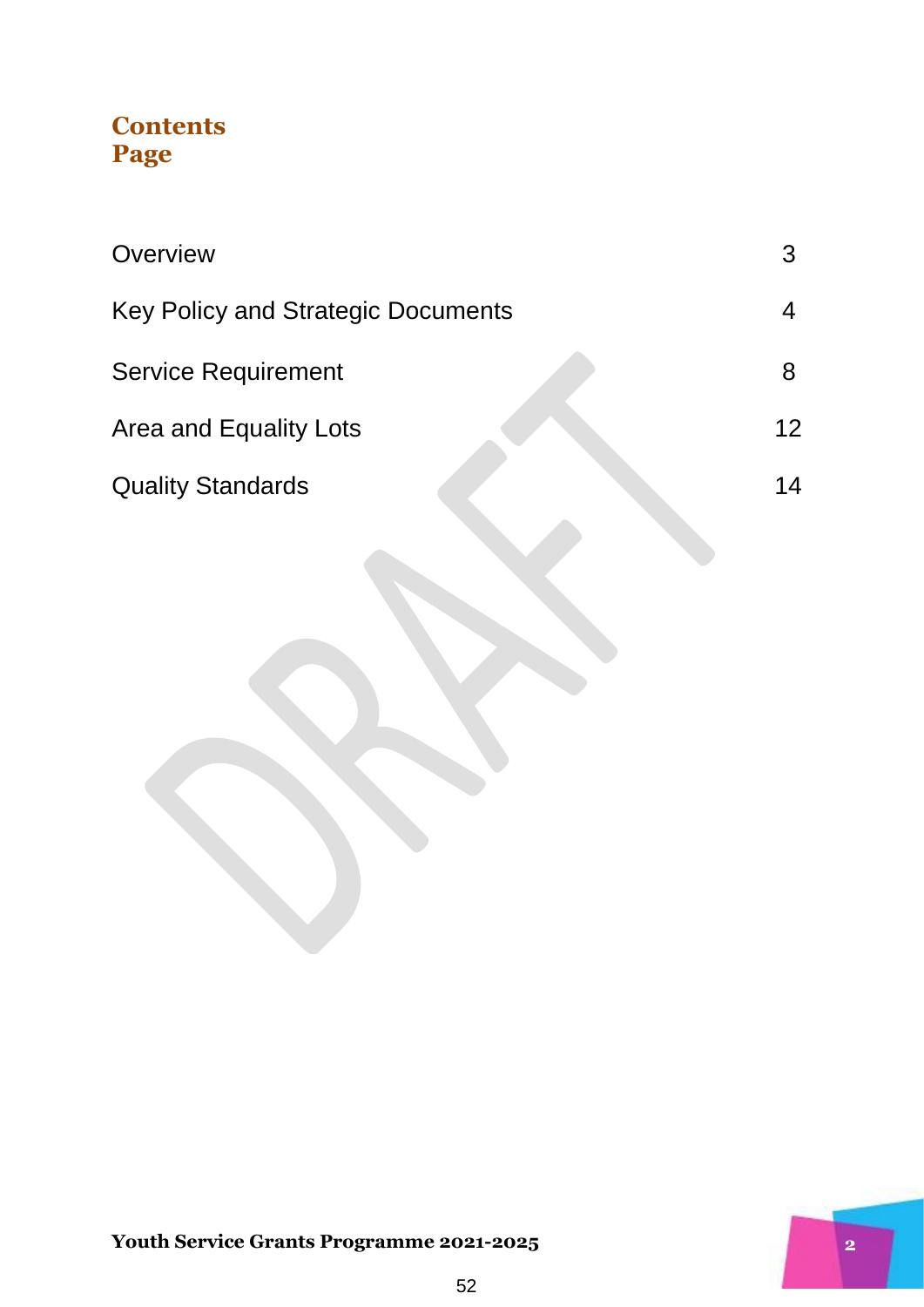# Contents Page

| | |
|---|---|
| Overview | 3 |
| Key Policy and Strategic Documents | 4 |
| Service Requirement | 8 |
| Area and Equality Lots | 12 |
| Quality Standards | 14 |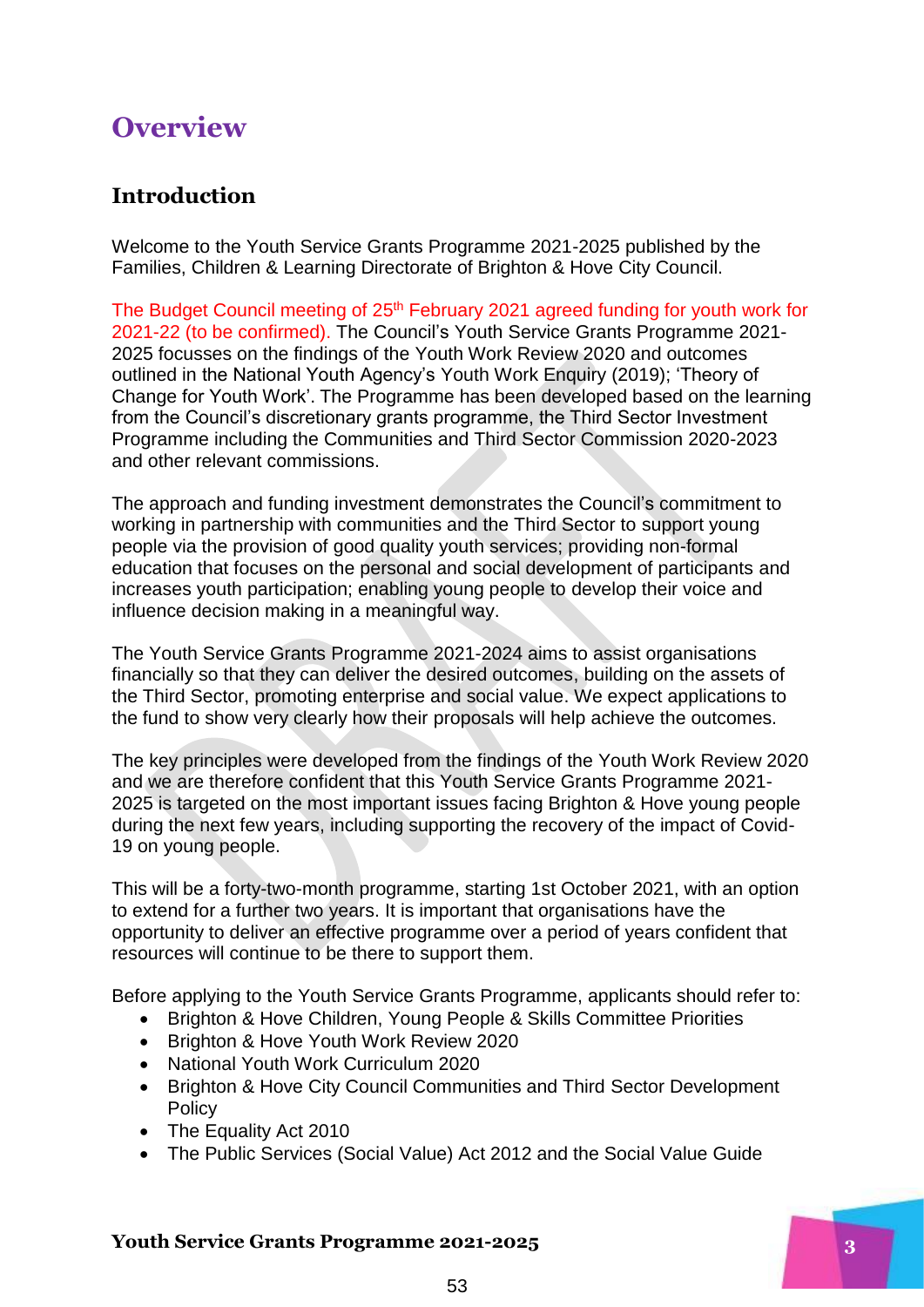# Overview

## Introduction

Welcome to the Youth Service Grants Programme 2021-2025 published by the Families, Children & Learning Directorate of Brighton & Hove City Council.

The Budget Council meeting of 25th February 2021 agreed funding for youth work for 2021-22 (to be confirmed). The Council's Youth Service Grants Programme 2021-2025 focusses on the findings of the Youth Work Review 2020 and outcomes outlined in the National Youth Agency's Youth Work Enquiry (2019); 'Theory of Change for Youth Work'. The Programme has been developed based on the learning from the Council's discretionary grants programme, the Third Sector Investment Programme including the Communities and Third Sector Commission 2020-2023 and other relevant commissions.

The approach and funding investment demonstrates the Council's commitment to working in partnership with communities and the Third Sector to support young people via the provision of good quality youth services; providing non-formal education that focuses on the personal and social development of participants and increases youth participation; enabling young people to develop their voice and influence decision making in a meaningful way.

The Youth Service Grants Programme 2021-2024 aims to assist organisations financially so that they can deliver the desired outcomes, building on the assets of the Third Sector, promoting enterprise and social value. We expect applications to the fund to show very clearly how their proposals will help achieve the outcomes.

The key principles were developed from the findings of the Youth Work Review 2020 and we are therefore confident that this Youth Service Grants Programme 2021-2025 is targeted on the most important issues facing Brighton & Hove young people during the next few years, including supporting the recovery of the impact of Covid-19 on young people.

This will be a forty-two-month programme, starting 1st October 2021, with an option to extend for a further two years. It is important that organisations have the opportunity to deliver an effective programme over a period of years confident that resources will continue to be there to support them.

Before applying to the Youth Service Grants Programme, applicants should refer to:

- Brighton & Hove Children, Young People & Skills Committee Priorities
- Brighton & Hove Youth Work Review 2020
- National Youth Work Curriculum 2020
- Brighton & Hove City Council Communities and Third Sector Development Policy
- The Equality Act 2010
- The Public Services (Social Value) Act 2012 and the Social Value Guide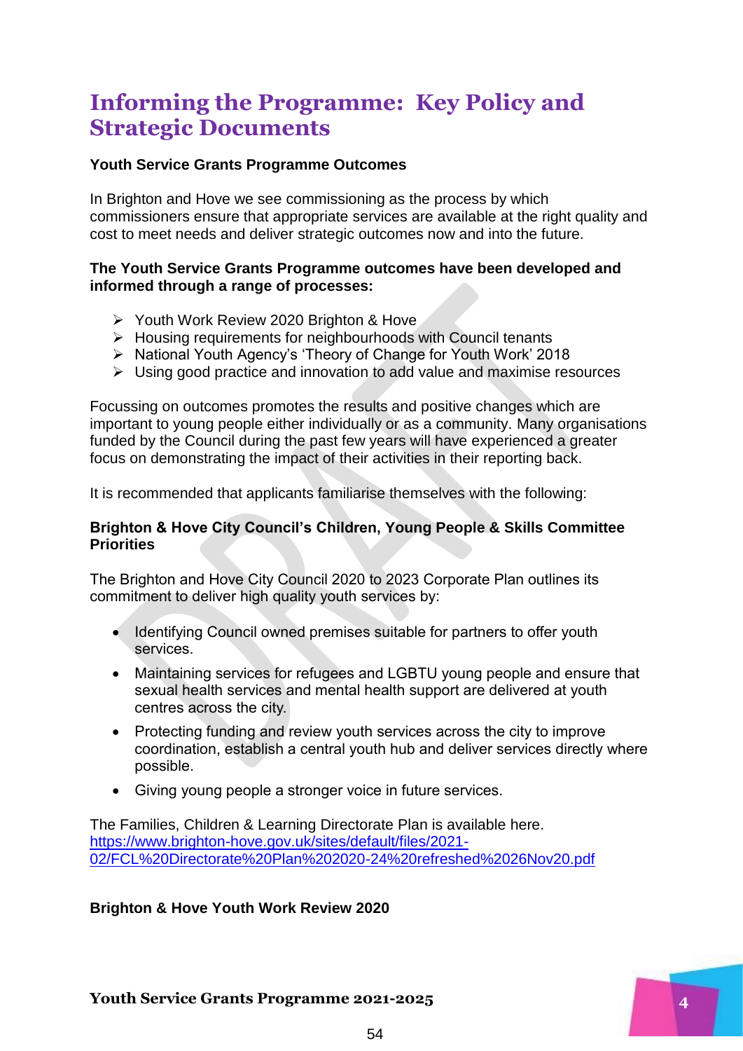# Informing the Programme: Key Policy and Strategic Documents

**Youth Service Grants Programme Outcomes**

In Brighton and Hove we see commissioning as the process by which commissioners ensure that appropriate services are available at the right quality and cost to meet needs and deliver strategic outcomes now and into the future.

**The Youth Service Grants Programme outcomes have been developed and informed through a range of processes:**

- Youth Work Review 2020 Brighton & Hove
- Housing requirements for neighbourhoods with Council tenants
- National Youth Agency's 'Theory of Change for Youth Work' 2018
- Using good practice and innovation to add value and maximise resources

Focussing on outcomes promotes the results and positive changes which are important to young people either individually or as a community. Many organisations funded by the Council during the past few years will have experienced a greater focus on demonstrating the impact of their activities in their reporting back.

It is recommended that applicants familiarise themselves with the following:

**Brighton & Hove City Council's Children, Young People & Skills Committee Priorities**

The Brighton and Hove City Council 2020 to 2023 Corporate Plan outlines its commitment to deliver high quality youth services by:

- Identifying Council owned premises suitable for partners to offer youth services.
- Maintaining services for refugees and LGBTU young people and ensure that sexual health services and mental health support are delivered at youth centres across the city.
- Protecting funding and review youth services across the city to improve coordination, establish a central youth hub and deliver services directly where possible.
- Giving young people a stronger voice in future services.

The Families, Children & Learning Directorate Plan is available here.
https://www.brighton-hove.gov.uk/sites/default/files/2021-02/FCL%20Directorate%20Plan%202020-24%20refreshed%2026Nov20.pdf

**Brighton & Hove Youth Work Review 2020**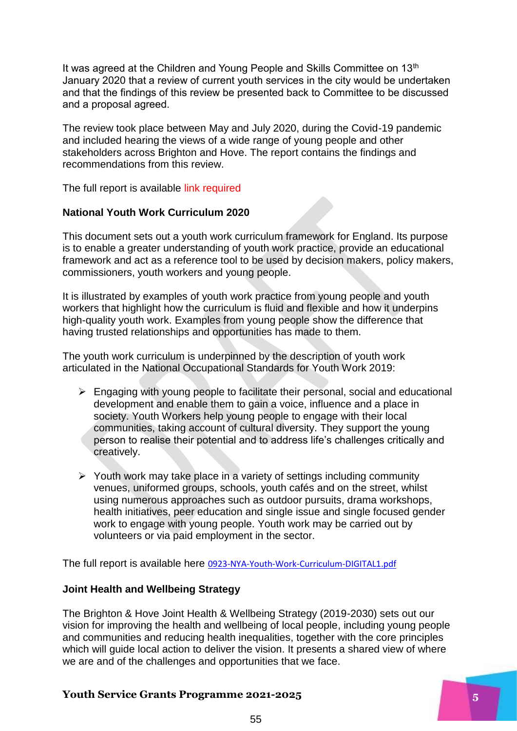It was agreed at the Children and Young People and Skills Committee on 13th January 2020 that a review of current youth services in the city would be undertaken and that the findings of this review be presented back to Committee to be discussed and a proposal agreed.

The review took place between May and July 2020, during the Covid-19 pandemic and included hearing the views of a wide range of young people and other stakeholders across Brighton and Hove. The report contains the findings and recommendations from this review.

The full report is available link required

**National Youth Work Curriculum 2020**

This document sets out a youth work curriculum framework for England. Its purpose is to enable a greater understanding of youth work practice, provide an educational framework and act as a reference tool to be used by decision makers, policy makers, commissioners, youth workers and young people.

It is illustrated by examples of youth work practice from young people and youth workers that highlight how the curriculum is fluid and flexible and how it underpins high-quality youth work. Examples from young people show the difference that having trusted relationships and opportunities has made to them.

The youth work curriculum is underpinned by the description of youth work articulated in the National Occupational Standards for Youth Work 2019:

- Engaging with young people to facilitate their personal, social and educational development and enable them to gain a voice, influence and a place in society. Youth Workers help young people to engage with their local communities, taking account of cultural diversity. They support the young person to realise their potential and to address life's challenges critically and creatively.

- Youth work may take place in a variety of settings including community venues, uniformed groups, schools, youth cafés and on the street, whilst using numerous approaches such as outdoor pursuits, drama workshops, health initiatives, peer education and single issue and single focused gender work to engage with young people. Youth work may be carried out by volunteers or via paid employment in the sector.

The full report is available here 0923-NYA-Youth-Work-Curriculum-DIGITAL1.pdf

**Joint Health and Wellbeing Strategy**

The Brighton & Hove Joint Health & Wellbeing Strategy (2019-2030) sets out our vision for improving the health and wellbeing of local people, including young people and communities and reducing health inequalities, together with the core principles which will guide local action to deliver the vision. It presents a shared view of where we are and of the challenges and opportunities that we face.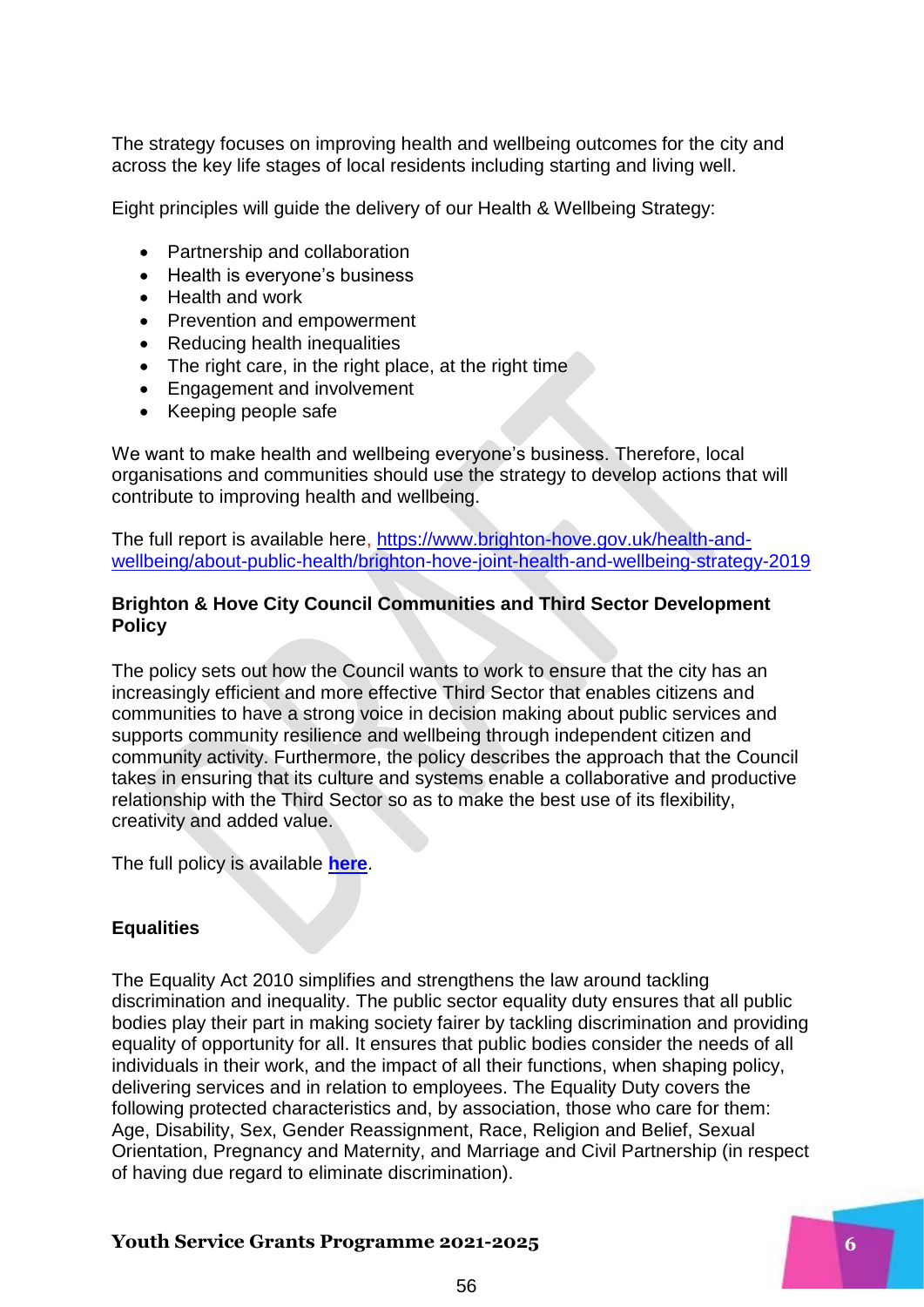The strategy focuses on improving health and wellbeing outcomes for the city and across the key life stages of local residents including starting and living well.

Eight principles will guide the delivery of our Health & Wellbeing Strategy:

- Partnership and collaboration
- Health is everyone's business
- Health and work
- Prevention and empowerment
- Reducing health inequalities
- The right care, in the right place, at the right time
- Engagement and involvement
- Keeping people safe

We want to make health and wellbeing everyone's business. Therefore, local organisations and communities should use the strategy to develop actions that will contribute to improving health and wellbeing.

The full report is available here, [https://www.brighton-hove.gov.uk/health-and-wellbeing/about-public-health/brighton-hove-joint-health-and-wellbeing-strategy-2019](https://www.brighton-hove.gov.uk/health-and-wellbeing/about-public-health/brighton-hove-joint-health-and-wellbeing-strategy-2019)

**Brighton & Hove City Council Communities and Third Sector Development Policy**

The policy sets out how the Council wants to work to ensure that the city has an increasingly efficient and more effective Third Sector that enables citizens and communities to have a strong voice in decision making about public services and supports community resilience and wellbeing through independent citizen and community activity. Furthermore, the policy describes the approach that the Council takes in ensuring that its culture and systems enable a collaborative and productive relationship with the Third Sector so as to make the best use of its flexibility, creativity and added value.

The full policy is available **here**.

**Equalities**

The Equality Act 2010 simplifies and strengthens the law around tackling discrimination and inequality. The public sector equality duty ensures that all public bodies play their part in making society fairer by tackling discrimination and providing equality of opportunity for all. It ensures that public bodies consider the needs of all individuals in their work, and the impact of all their functions, when shaping policy, delivering services and in relation to employees. The Equality Duty covers the following protected characteristics and, by association, those who care for them: Age, Disability, Sex, Gender Reassignment, Race, Religion and Belief, Sexual Orientation, Pregnancy and Maternity, and Marriage and Civil Partnership (in respect of having due regard to eliminate discrimination).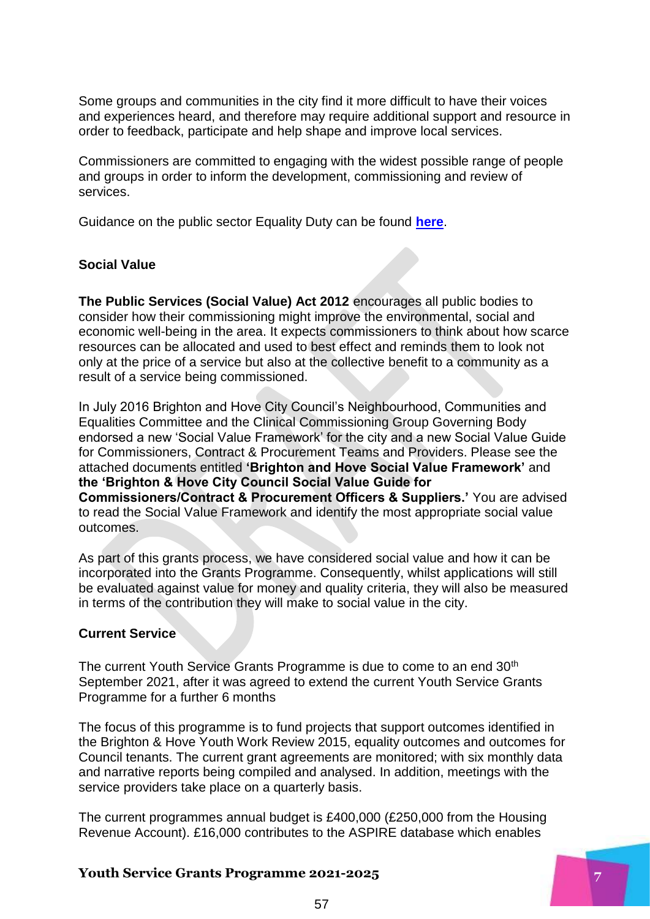Some groups and communities in the city find it more difficult to have their voices and experiences heard, and therefore may require additional support and resource in order to feedback, participate and help shape and improve local services.

Commissioners are committed to engaging with the widest possible range of people and groups in order to inform the development, commissioning and review of services.

Guidance on the public sector Equality Duty can be found **here**.

**Social Value**

**The Public Services (Social Value) Act 2012** encourages all public bodies to consider how their commissioning might improve the environmental, social and economic well-being in the area. It expects commissioners to think about how scarce resources can be allocated and used to best effect and reminds them to look not only at the price of a service but also at the collective benefit to a community as a result of a service being commissioned.

In July 2016 Brighton and Hove City Council's Neighbourhood, Communities and Equalities Committee and the Clinical Commissioning Group Governing Body endorsed a new 'Social Value Framework' for the city and a new Social Value Guide for Commissioners, Contract & Procurement Teams and Providers. Please see the attached documents entitled **'Brighton and Hove Social Value Framework'** and **the 'Brighton & Hove City Council Social Value Guide for Commissioners/Contract & Procurement Officers & Suppliers.'** You are advised to read the Social Value Framework and identify the most appropriate social value outcomes.

As part of this grants process, we have considered social value and how it can be incorporated into the Grants Programme. Consequently, whilst applications will still be evaluated against value for money and quality criteria, they will also be measured in terms of the contribution they will make to social value in the city.

**Current Service**

The current Youth Service Grants Programme is due to come to an end 30th September 2021, after it was agreed to extend the current Youth Service Grants Programme for a further 6 months

The focus of this programme is to fund projects that support outcomes identified in the Brighton & Hove Youth Work Review 2015, equality outcomes and outcomes for Council tenants. The current grant agreements are monitored; with six monthly data and narrative reports being compiled and analysed. In addition, meetings with the service providers take place on a quarterly basis.

The current programmes annual budget is £400,000 (£250,000 from the Housing Revenue Account). £16,000 contributes to the ASPIRE database which enables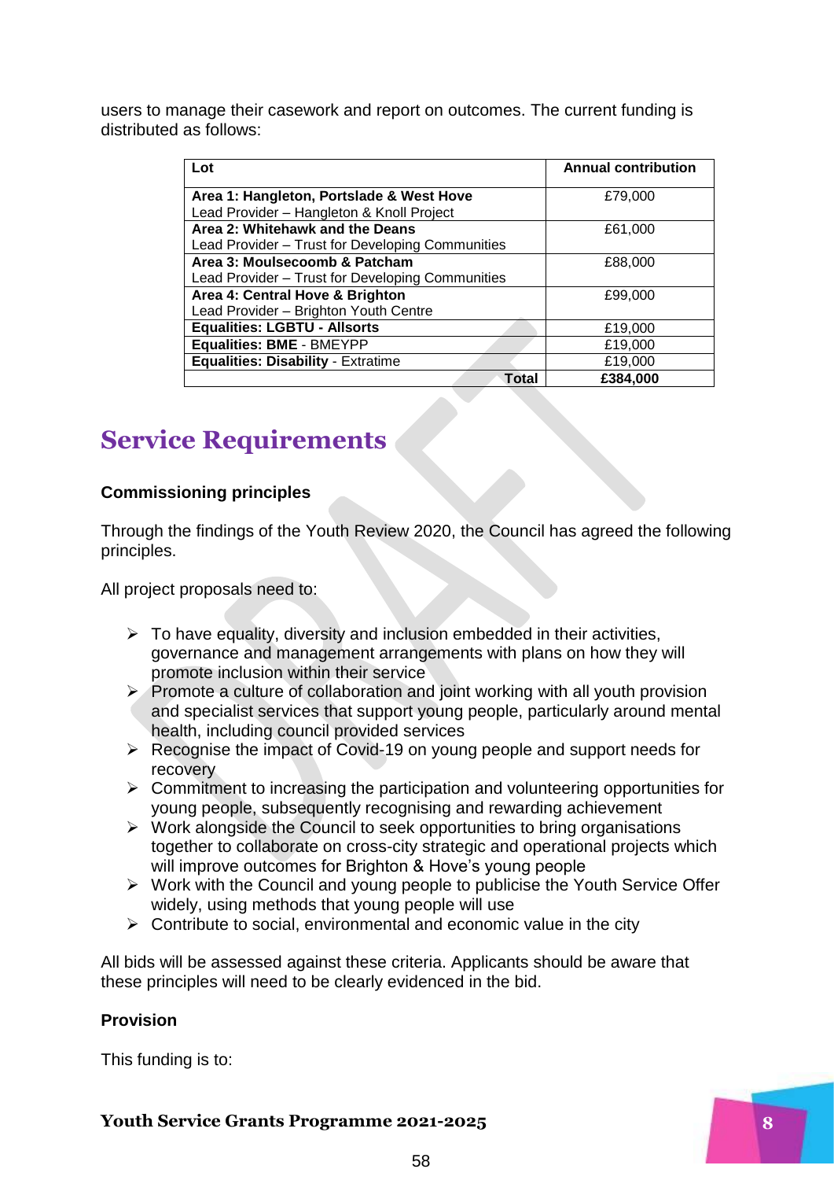users to manage their casework and report on outcomes. The current funding is distributed as follows:

| Lot | Annual contribution |
|---|---|
| **Area 1: Hangleton, Portslade & West Hove**<br>Lead Provider – Hangleton & Knoll Project | £79,000 |
| **Area 2: Whitehawk and the Deans**<br>Lead Provider – Trust for Developing Communities | £61,000 |
| **Area 3: Moulsecoomb & Patcham**<br>Lead Provider – Trust for Developing Communities | £88,000 |
| **Area 4: Central Hove & Brighton**<br>Lead Provider – Brighton Youth Centre | £99,000 |
| **Equalities: LGBTU - Allsorts** | £19,000 |
| **Equalities: BME** - BMEYPP | £19,000 |
| **Equalities: Disability** - Extratime | £19,000 |
| **Total** | **£384,000** |

# Service Requirements

### Commissioning principles

Through the findings of the Youth Review 2020, the Council has agreed the following principles.

All project proposals need to:

- To have equality, diversity and inclusion embedded in their activities, governance and management arrangements with plans on how they will promote inclusion within their service
- Promote a culture of collaboration and joint working with all youth provision and specialist services that support young people, particularly around mental health, including council provided services
- Recognise the impact of Covid-19 on young people and support needs for recovery
- Commitment to increasing the participation and volunteering opportunities for young people, subsequently recognising and rewarding achievement
- Work alongside the Council to seek opportunities to bring organisations together to collaborate on cross-city strategic and operational projects which will improve outcomes for Brighton & Hove's young people
- Work with the Council and young people to publicise the Youth Service Offer widely, using methods that young people will use
- Contribute to social, environmental and economic value in the city

All bids will be assessed against these criteria. Applicants should be aware that these principles will need to be clearly evidenced in the bid.

### Provision

This funding is to: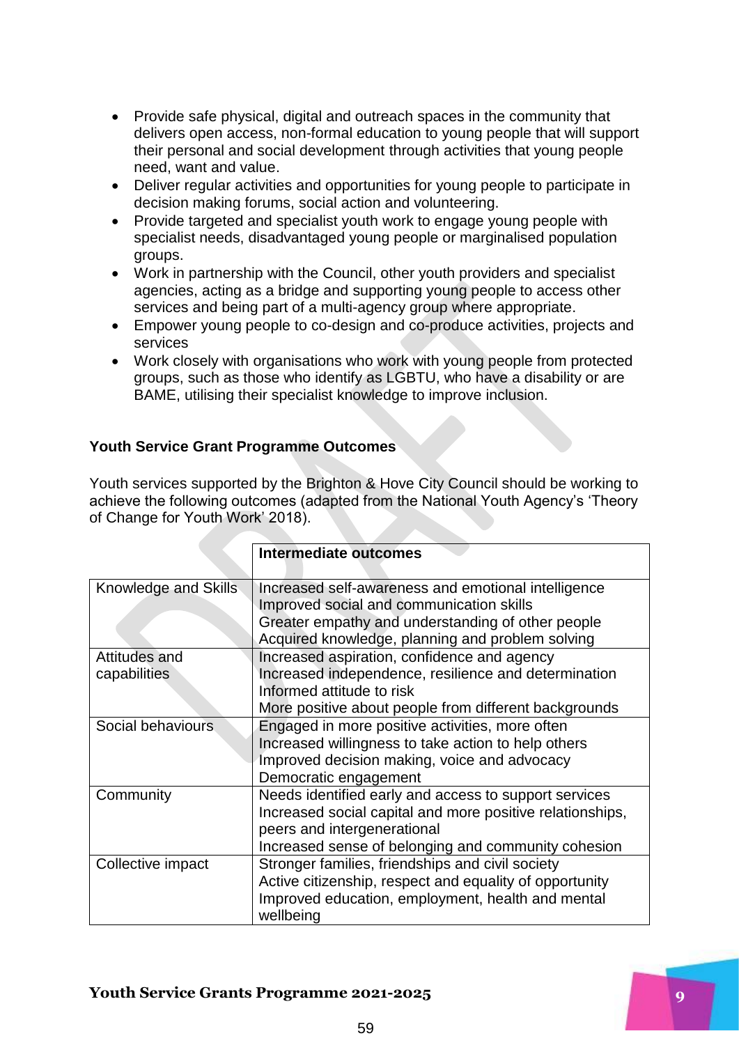- Provide safe physical, digital and outreach spaces in the community that delivers open access, non-formal education to young people that will support their personal and social development through activities that young people need, want and value.
- Deliver regular activities and opportunities for young people to participate in decision making forums, social action and volunteering.
- Provide targeted and specialist youth work to engage young people with specialist needs, disadvantaged young people or marginalised population groups.
- Work in partnership with the Council, other youth providers and specialist agencies, acting as a bridge and supporting young people to access other services and being part of a multi-agency group where appropriate.
- Empower young people to co-design and co-produce activities, projects and services
- Work closely with organisations who work with young people from protected groups, such as those who identify as LGBTU, who have a disability or are BAME, utilising their specialist knowledge to improve inclusion.

**Youth Service Grant Programme Outcomes**

Youth services supported by the Brighton & Hove City Council should be working to achieve the following outcomes (adapted from the National Youth Agency's 'Theory of Change for Youth Work' 2018).

| | **Intermediate outcomes** |
|---|---|
| Knowledge and Skills | Increased self-awareness and emotional intelligence<br>Improved social and communication skills<br>Greater empathy and understanding of other people<br>Acquired knowledge, planning and problem solving |
| Attitudes and capabilities | Increased aspiration, confidence and agency<br>Increased independence, resilience and determination<br>Informed attitude to risk<br>More positive about people from different backgrounds |
| Social behaviours | Engaged in more positive activities, more often<br>Increased willingness to take action to help others<br>Improved decision making, voice and advocacy<br>Democratic engagement |
| Community | Needs identified early and access to support services<br>Increased social capital and more positive relationships, peers and intergenerational<br>Increased sense of belonging and community cohesion |
| Collective impact | Stronger families, friendships and civil society<br>Active citizenship, respect and equality of opportunity<br>Improved education, employment, health and mental wellbeing |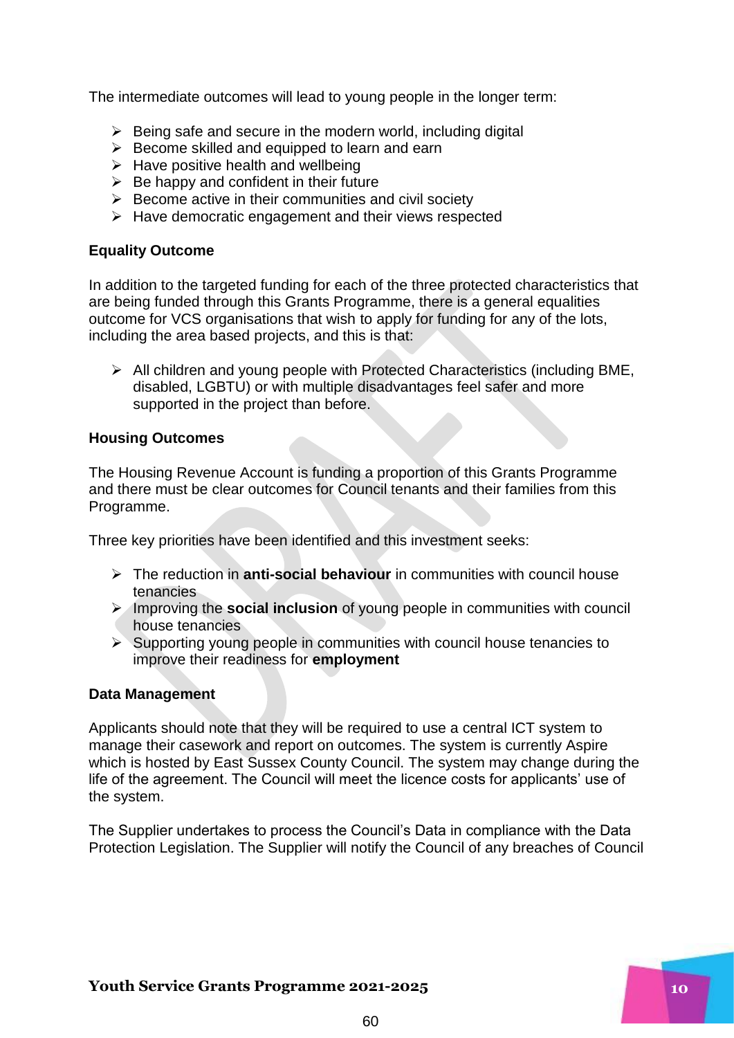The intermediate outcomes will lead to young people in the longer term:

- Being safe and secure in the modern world, including digital
- Become skilled and equipped to learn and earn
- Have positive health and wellbeing
- Be happy and confident in their future
- Become active in their communities and civil society
- Have democratic engagement and their views respected

**Equality Outcome**

In addition to the targeted funding for each of the three protected characteristics that are being funded through this Grants Programme, there is a general equalities outcome for VCS organisations that wish to apply for funding for any of the lots, including the area based projects, and this is that:

- All children and young people with Protected Characteristics (including BME, disabled, LGBTU) or with multiple disadvantages feel safer and more supported in the project than before.

**Housing Outcomes**

The Housing Revenue Account is funding a proportion of this Grants Programme and there must be clear outcomes for Council tenants and their families from this Programme.

Three key priorities have been identified and this investment seeks:

- The reduction in **anti-social behaviour** in communities with council house tenancies
- Improving the **social inclusion** of young people in communities with council house tenancies
- Supporting young people in communities with council house tenancies to improve their readiness for **employment**

**Data Management**

Applicants should note that they will be required to use a central ICT system to manage their casework and report on outcomes. The system is currently Aspire which is hosted by East Sussex County Council. The system may change during the life of the agreement. The Council will meet the licence costs for applicants' use of the system.

The Supplier undertakes to process the Council's Data in compliance with the Data Protection Legislation. The Supplier will notify the Council of any breaches of Council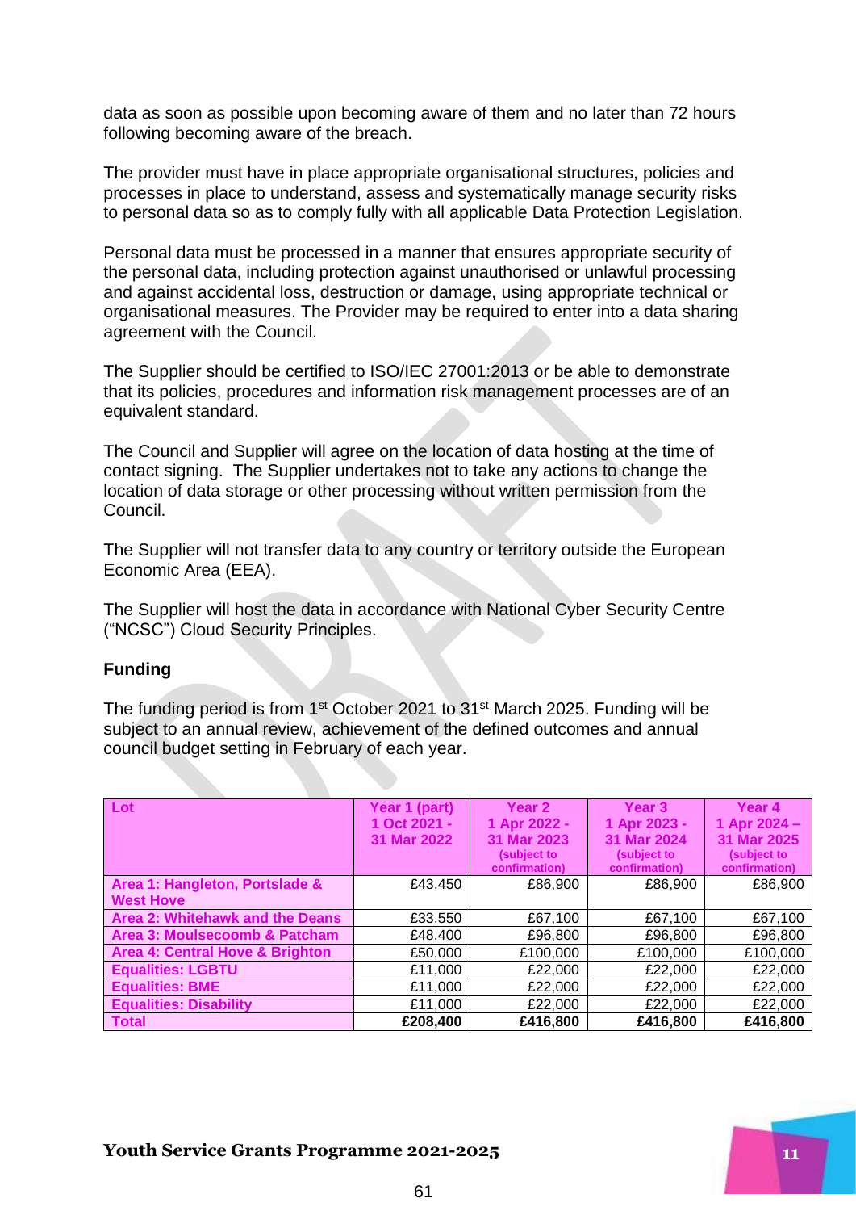data as soon as possible upon becoming aware of them and no later than 72 hours following becoming aware of the breach.

The provider must have in place appropriate organisational structures, policies and processes in place to understand, assess and systematically manage security risks to personal data so as to comply fully with all applicable Data Protection Legislation.

Personal data must be processed in a manner that ensures appropriate security of the personal data, including protection against unauthorised or unlawful processing and against accidental loss, destruction or damage, using appropriate technical or organisational measures. The Provider may be required to enter into a data sharing agreement with the Council.

The Supplier should be certified to ISO/IEC 27001:2013 or be able to demonstrate that its policies, procedures and information risk management processes are of an equivalent standard.

The Council and Supplier will agree on the location of data hosting at the time of contact signing. The Supplier undertakes not to take any actions to change the location of data storage or other processing without written permission from the Council.

The Supplier will not transfer data to any country or territory outside the European Economic Area (EEA).

The Supplier will host the data in accordance with National Cyber Security Centre ("NCSC") Cloud Security Principles.

**Funding**

The funding period is from 1st October 2021 to 31st March 2025. Funding will be subject to an annual review, achievement of the defined outcomes and annual council budget setting in February of each year.

| Lot | Year 1 (part) 1 Oct 2021 - 31 Mar 2022 | Year 2 1 Apr 2022 - 31 Mar 2023 (subject to confirmation) | Year 3 1 Apr 2023 - 31 Mar 2024 (subject to confirmation) | Year 4 1 Apr 2024 – 31 Mar 2025 (subject to confirmation) |
|---|---|---|---|---|
| Area 1: Hangleton, Portslade & West Hove | £43,450 | £86,900 | £86,900 | £86,900 |
| Area 2: Whitehawk and the Deans | £33,550 | £67,100 | £67,100 | £67,100 |
| Area 3: Moulsecoomb & Patcham | £48,400 | £96,800 | £96,800 | £96,800 |
| Area 4: Central Hove & Brighton | £50,000 | £100,000 | £100,000 | £100,000 |
| Equalities: LGBTU | £11,000 | £22,000 | £22,000 | £22,000 |
| Equalities: BME | £11,000 | £22,000 | £22,000 | £22,000 |
| Equalities: Disability | £11,000 | £22,000 | £22,000 | £22,000 |
| **Total** | **£208,400** | **£416,800** | **£416,800** | **£416,800** |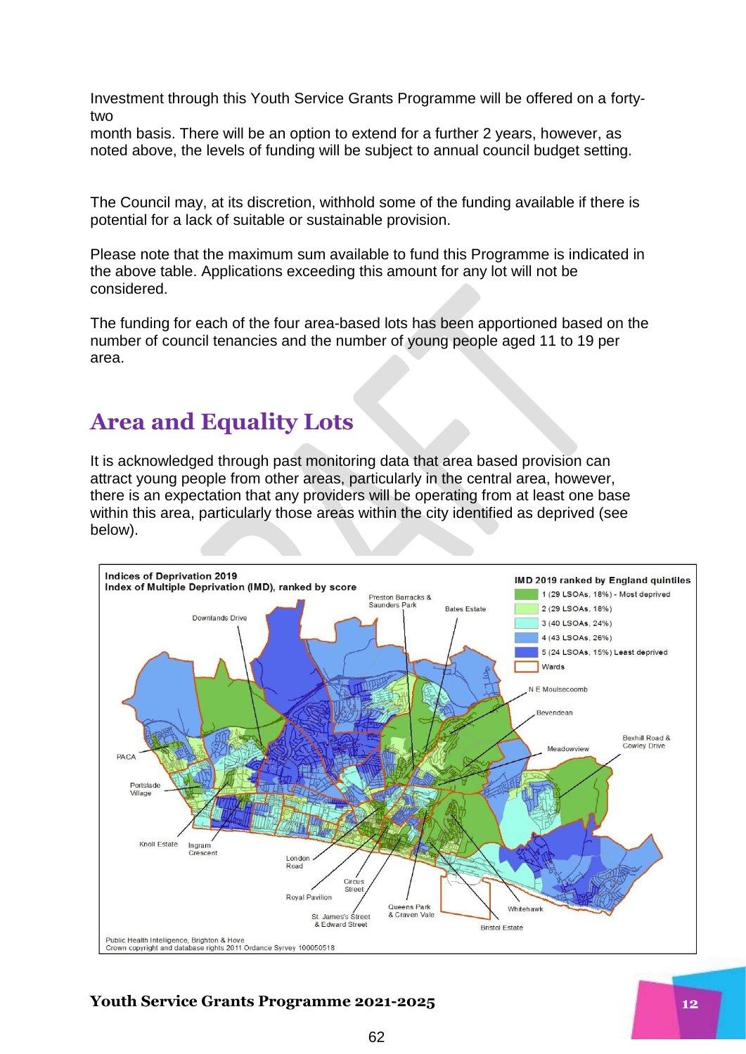Investment through this Youth Service Grants Programme will be offered on a forty-two
month basis. There will be an option to extend for a further 2 years, however, as noted above, the levels of funding will be subject to annual council budget setting.

The Council may, at its discretion, withhold some of the funding available if there is potential for a lack of suitable or sustainable provision.

Please note that the maximum sum available to fund this Programme is indicated in the above table. Applications exceeding this amount for any lot will not be considered.

The funding for each of the four area-based lots has been apportioned based on the number of council tenancies and the number of young people aged 11 to 19 per area.

## Area and Equality Lots

It is acknowledged through past monitoring data that area based provision can attract young people from other areas, particularly in the central area, however, there is an expectation that any providers will be operating from at least one base within this area, particularly those areas within the city identified as deprived (see below).

**Indices of Deprivation 2019**
**Index of Multiple Deprivation (IMD), ranked by score**

**IMD 2019 ranked by England quintiles**

- 1 (29 LSOAs, 18%) - Most deprived
- 2 (29 LSOAs, 18%)
- 3 (40 LSOAs, 24%)
- 4 (43 LSOAs, 26%)
- 5 (24 LSOAs, 15%) Least deprived
- Wards

Downlands Drive, Preston Barracks & Saunders Park, Bates Estate, N E Moulsecoomb, Bevendean, Bexhill Road & Cowley Drive, Meadowview, PACA, Portslade Village, Knoll Estate, Ingram Crescent, London Road, Circus Street, Royal Pavilion, St. James's Street & Edward Street, Queens Park & Craven Vale, Whitehawk, Bristol Estate

Public Health Intelligence, Brighton & Hove
Crown copyright and database rights 2011 Ordance Syrvey 100050518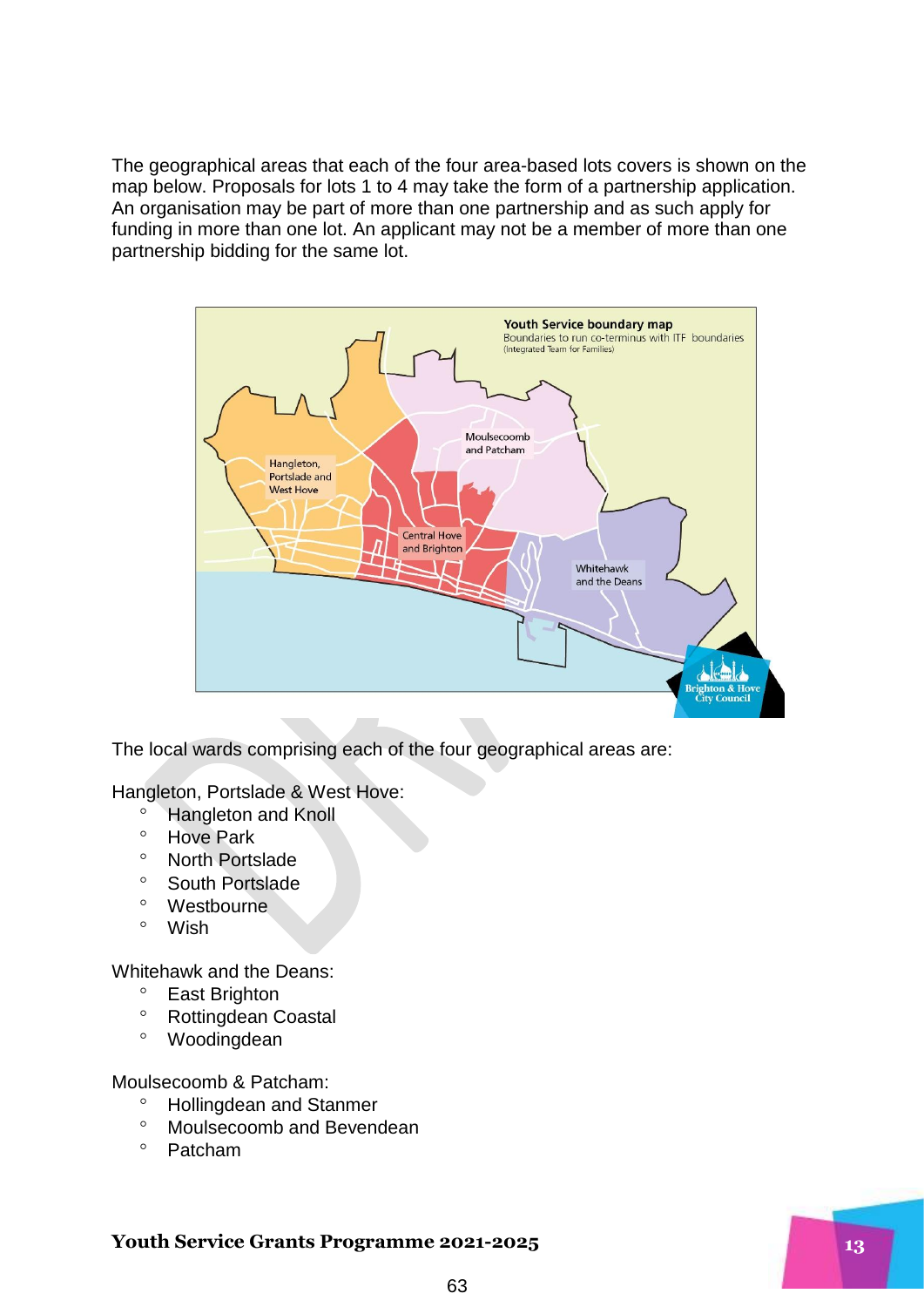The geographical areas that each of the four area-based lots covers is shown on the map below. Proposals for lots 1 to 4 may take the form of a partnership application. An organisation may be part of more than one partnership and as such apply for funding in more than one lot. An applicant may not be a member of more than one partnership bidding for the same lot.

The local wards comprising each of the four geographical areas are:

Hangleton, Portslade & West Hove:

- Hangleton and Knoll
- Hove Park
- North Portslade
- South Portslade
- Westbourne
- Wish

Whitehawk and the Deans:

- East Brighton
- Rottingdean Coastal
- Woodingdean

Moulsecoomb & Patcham:

- Hollingdean and Stanmer
- Moulsecoomb and Bevendean
- Patcham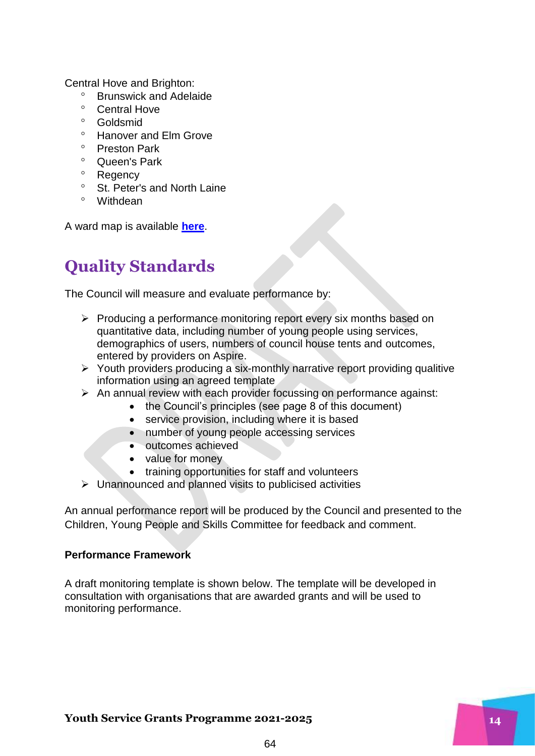Central Hove and Brighton:

- Brunswick and Adelaide
- Central Hove
- Goldsmid
- Hanover and Elm Grove
- Preston Park
- Queen's Park
- Regency
- St. Peter's and North Laine
- Withdean

A ward map is available **here**.

## Quality Standards

The Council will measure and evaluate performance by:

- Producing a performance monitoring report every six months based on quantitative data, including number of young people using services, demographics of users, numbers of council house tents and outcomes, entered by providers on Aspire.
- Youth providers producing a six-monthly narrative report providing qualitive information using an agreed template
- An annual review with each provider focussing on performance against:
  - the Council's principles (see page 8 of this document)
  - service provision, including where it is based
  - number of young people accessing services
  - outcomes achieved
  - value for money
  - training opportunities for staff and volunteers
- Unannounced and planned visits to publicised activities

An annual performance report will be produced by the Council and presented to the Children, Young People and Skills Committee for feedback and comment.

**Performance Framework**

A draft monitoring template is shown below. The template will be developed in consultation with organisations that are awarded grants and will be used to monitoring performance.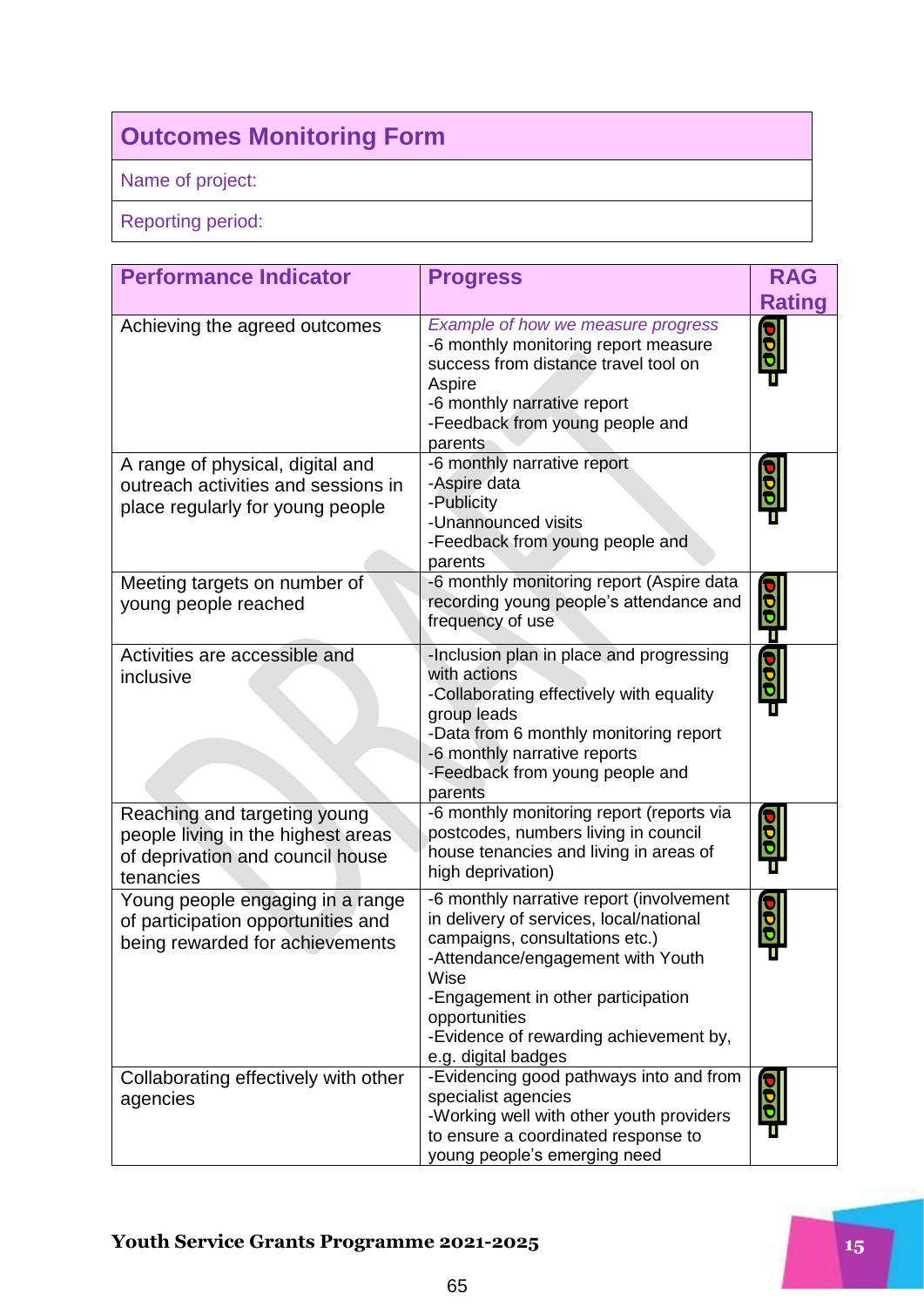| Outcomes Monitoring Form |
|---|
| Name of project: |
| Reporting period: |

| Performance Indicator | Progress | RAG Rating |
|---|---|---|
| Achieving the agreed outcomes | *Example of how we measure progress*<br>-6 monthly monitoring report measure success from distance travel tool on Aspire<br>-6 monthly narrative report<br>-Feedback from young people and parents | |
| A range of physical, digital and outreach activities and sessions in place regularly for young people | -6 monthly narrative report<br>-Aspire data<br>-Publicity<br>-Unannounced visits<br>-Feedback from young people and parents | |
| Meeting targets on number of young people reached | -6 monthly monitoring report (Aspire data recording young people's attendance and frequency of use | |
| Activities are accessible and inclusive | -Inclusion plan in place and progressing with actions<br>-Collaborating effectively with equality group leads<br>-Data from 6 monthly monitoring report<br>-6 monthly narrative reports<br>-Feedback from young people and parents | |
| Reaching and targeting young people living in the highest areas of deprivation and council house tenancies | -6 monthly monitoring report (reports via postcodes, numbers living in council house tenancies and living in areas of high deprivation) | |
| Young people engaging in a range of participation opportunities and being rewarded for achievements | -6 monthly narrative report (involvement in delivery of services, local/national campaigns, consultations etc.)<br>-Attendance/engagement with Youth Wise<br>-Engagement in other participation opportunities<br>-Evidence of rewarding achievement by, e.g. digital badges | |
| Collaborating effectively with other agencies | -Evidencing good pathways into and from specialist agencies<br>-Working well with other youth providers to ensure a coordinated response to young people's emerging need | |

**Youth Service Grants Programme 2021-2025**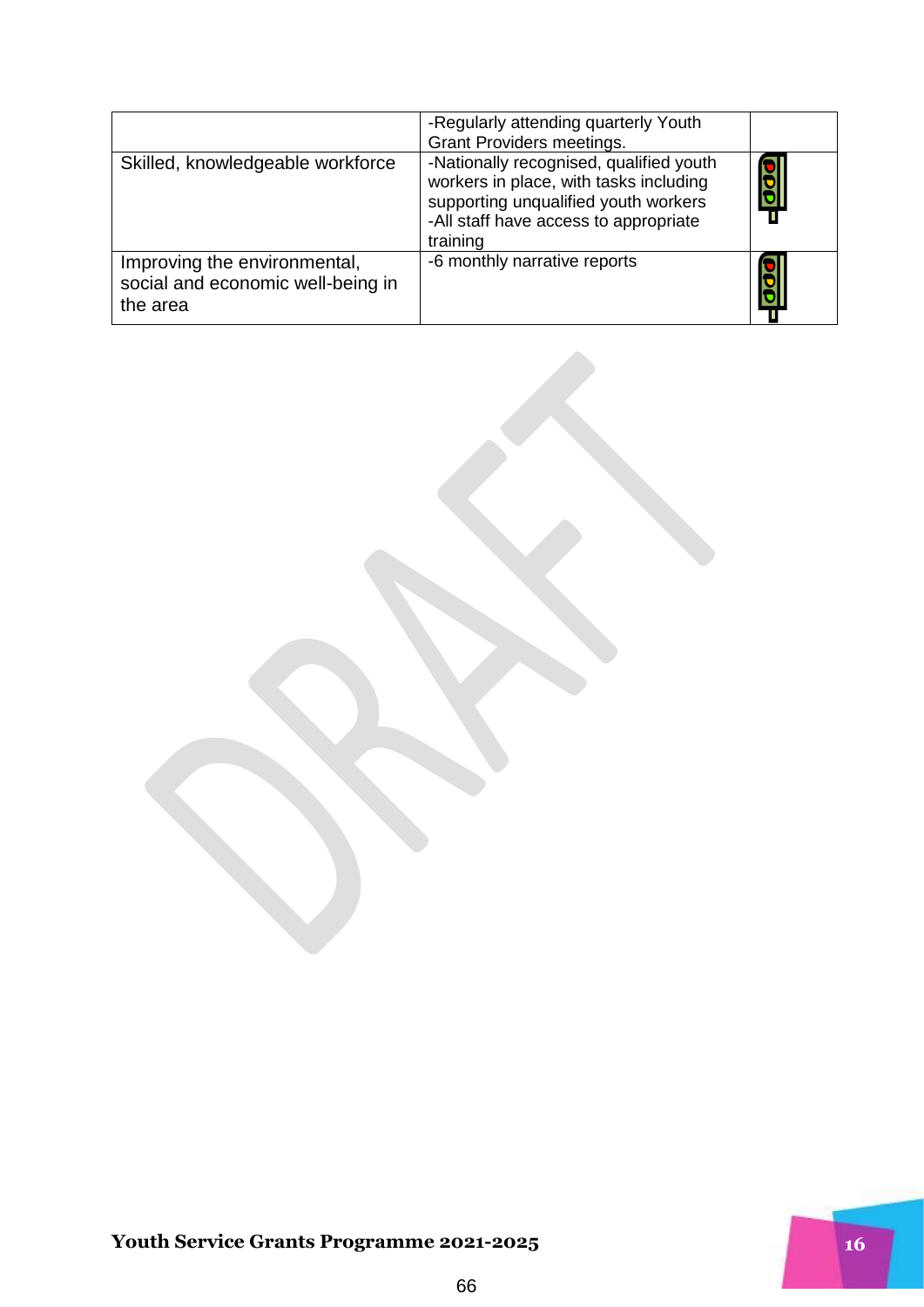| | | |
|---|---|---|
| | -Regularly attending quarterly Youth Grant Providers meetings. | |
| Skilled, knowledgeable workforce | -Nationally recognised, qualified youth workers in place, with tasks including supporting unqualified youth workers<br>-All staff have access to appropriate training | |
| Improving the environmental, social and economic well-being in the area | -6 monthly narrative reports | |